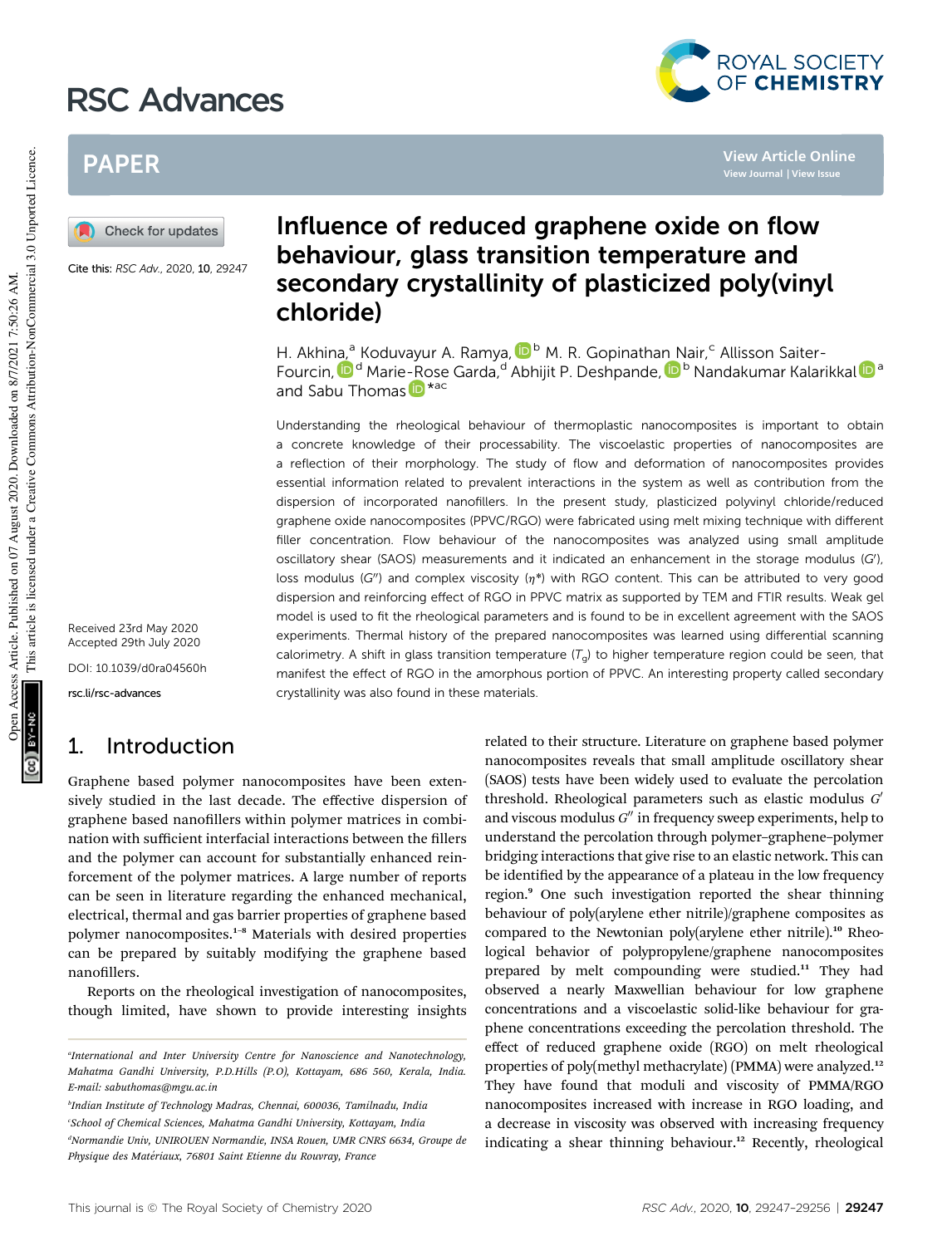# Influence of reduced graphene oxide on flow behaviour, glass transition temperature and secondary crystallinity of plasticized poly(vinyl chloride)

Cite this: *RSC Adv.*, 2020, **10**, 29247

H. Akhina,[a] Koduvayur A. Ramya,[b] M. R. Gopinathan Nair,[c] Allisson Saiter-Fourcin,[d] Marie-Rose Garda,[d] Abhijit P. Deshpande,[b] Nandakumar Kalarikkal[a] and Sabu Thomas[*ac]

Received 23rd May 2020
Accepted 29th July 2020

DOI: 10.1039/d0ra04560h

rsc.li/rsc-advances

Understanding the rheological behaviour of thermoplastic nanocomposites is important to obtain a concrete knowledge of their processability. The viscoelastic properties of nanocomposites are a reflection of their morphology. The study of flow and deformation of nanocomposites provides essential information related to prevalent interactions in the system as well as contribution from the dispersion of incorporated nanofillers. In the present study, plasticized polyvinyl chloride/reduced graphene oxide nanocomposites (PPVC/RGO) were fabricated using melt mixing technique with different filler concentration. Flow behaviour of the nanocomposites was analyzed using small amplitude oscillatory shear (SAOS) measurements and it indicated an enhancement in the storage modulus ($G'$), loss modulus ($G''$) and complex viscosity ($\eta^*$) with RGO content. This can be attributed to very good dispersion and reinforcing effect of RGO in PPVC matrix as supported by TEM and FTIR results. Weak gel model is used to fit the rheological parameters and is found to be in excellent agreement with the SAOS experiments. Thermal history of the prepared nanocomposites was learned using differential scanning calorimetry. A shift in glass transition temperature ($T_g$) to higher temperature region could be seen, that manifest the effect of RGO in the amorphous portion of PPVC. An interesting property called secondary crystallinity was also found in these materials.

## 1. Introduction

Graphene based polymer nanocomposites have been extensively studied in the last decade. The effective dispersion of graphene based nanofillers within polymer matrices in combination with sufficient interfacial interactions between the fillers and the polymer can account for substantially enhanced reinforcement of the polymer matrices. A large number of reports can be seen in literature regarding the enhanced mechanical, electrical, thermal and gas barrier properties of graphene based polymer nanocomposites.[1–8] Materials with desired properties can be prepared by suitably modifying the graphene based nanofillers.

Reports on the rheological investigation of nanocomposites, though limited, have shown to provide interesting insights related to their structure. Literature on graphene based polymer nanocomposites reveals that small amplitude oscillatory shear (SAOS) tests have been widely used to evaluate the percolation threshold. Rheological parameters such as elastic modulus $G'$ and viscous modulus $G''$ in frequency sweep experiments, help to understand the percolation through polymer–graphene–polymer bridging interactions that give rise to an elastic network. This can be identified by the appearance of a plateau in the low frequency region.[9] One such investigation reported the shear thinning behaviour of poly(arylene ether nitrile)/graphene composites as compared to the Newtonian poly(arylene ether nitrile).[10] Rheological behavior of polypropylene/graphene nanocomposites prepared by melt compounding were studied.[11] They had observed a nearly Maxwellian behaviour for low graphene concentrations and a viscoelastic solid-like behaviour for graphene concentrations exceeding the percolation threshold. The effect of reduced graphene oxide (RGO) on melt rheological properties of poly(methyl methacrylate) (PMMA) were analyzed.[12] They have found that moduli and viscosity of PMMA/RGO nanocomposites increased with increase in RGO loading, and a decrease in viscosity was observed with increasing frequency indicating a shear thinning behaviour.[12] Recently, rheological

[a] International and Inter University Centre for Nanoscience and Nanotechnology, Mahatma Gandhi University, P.D.Hills (P.O), Kottayam, 686 560, Kerala, India. E-mail: sabuthomas@mgu.ac.in

[b] Indian Institute of Technology Madras, Chennai, 600036, Tamilnadu, India

[c] School of Chemical Sciences, Mahatma Gandhi University, Kottayam, India

[d] Normandie Univ, UNIROUEN Normandie, INSA Rouen, UMR CNRS 6634, Groupe de Physique des Matériaux, 76801 Saint Etienne du Rouvray, France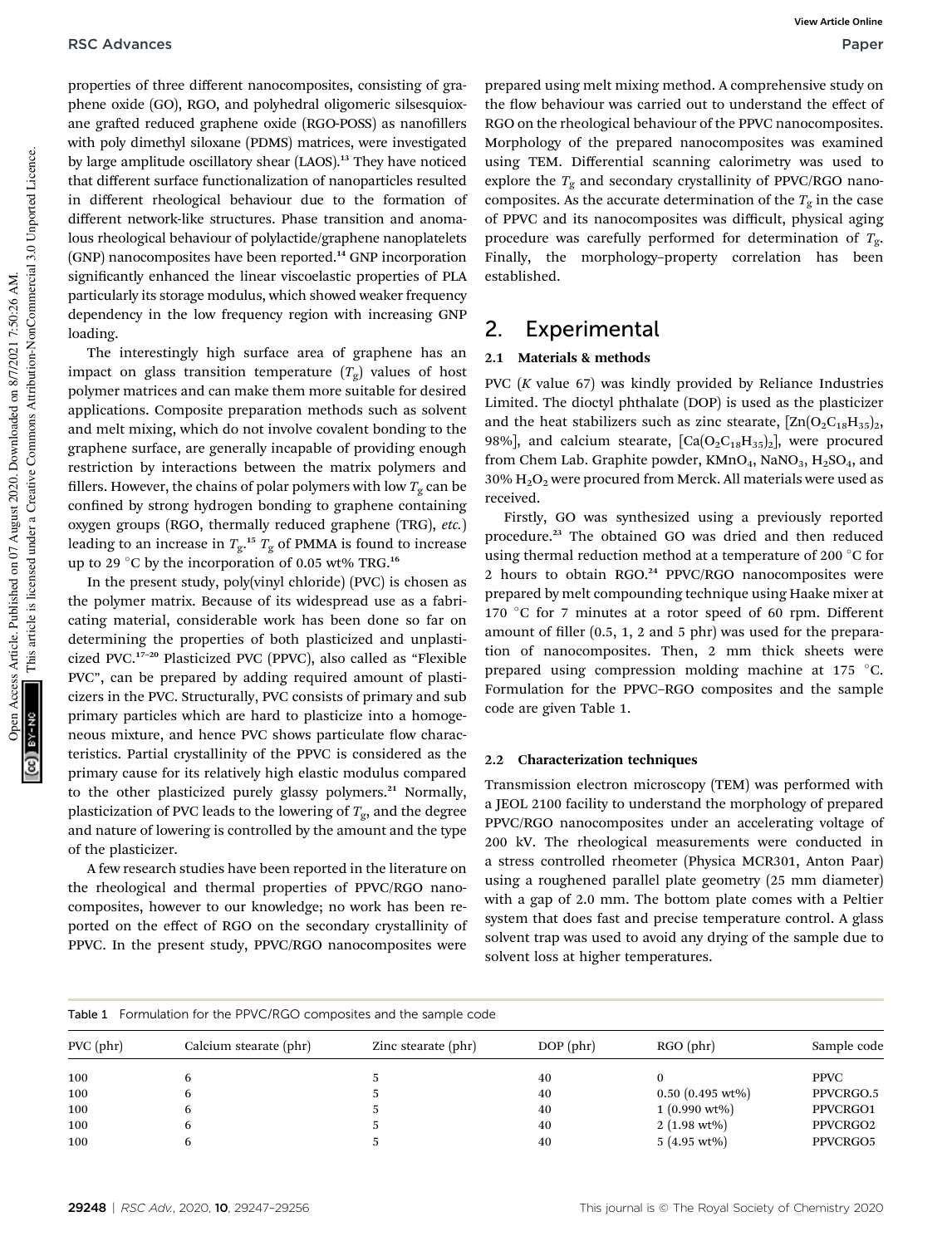properties of three different nanocomposites, consisting of graphene oxide (GO), RGO, and polyhedral oligomeric silsesquioxane grafted reduced graphene oxide (RGO-POSS) as nanofillers with poly dimethyl siloxane (PDMS) matrices, were investigated by large amplitude oscillatory shear (LAOS).[13] They have noticed that different surface functionalization of nanoparticles resulted in different rheological behaviour due to the formation of different network-like structures. Phase transition and anomalous rheological behaviour of polylactide/graphene nanoplatelets (GNP) nanocomposites have been reported.[14] GNP incorporation significantly enhanced the linear viscoelastic properties of PLA particularly its storage modulus, which showed weaker frequency dependency in the low frequency region with increasing GNP loading.

The interestingly high surface area of graphene has an impact on glass transition temperature ($T_g$) values of host polymer matrices and can make them more suitable for desired applications. Composite preparation methods such as solvent and melt mixing, which do not involve covalent bonding to the graphene surface, are generally incapable of providing enough restriction by interactions between the matrix polymers and fillers. However, the chains of polar polymers with low $T_g$ can be confined by strong hydrogen bonding to graphene containing oxygen groups (RGO, thermally reduced graphene (TRG), *etc.*) leading to an increase in $T_g$.[15] $T_g$ of PMMA is found to increase up to 29 °C by the incorporation of 0.05 wt% TRG.[16]

In the present study, poly(vinyl chloride) (PVC) is chosen as the polymer matrix. Because of its widespread use as a fabricating material, considerable work has been done so far on determining the properties of both plasticized and unplasticized PVC.[17–20] Plasticized PVC (PPVC), also called as "Flexible PVC", can be prepared by adding required amount of plasticizers in the PVC. Structurally, PVC consists of primary and sub primary particles which are hard to plasticize into a homogeneous mixture, and hence PVC shows particulate flow characteristics. Partial crystallinity of the PPVC is considered as the primary cause for its relatively high elastic modulus compared to the other plasticized purely glassy polymers.[21] Normally, plasticization of PVC leads to the lowering of $T_g$, and the degree and nature of lowering is controlled by the amount and the type of the plasticizer.

A few research studies have been reported in the literature on the rheological and thermal properties of PPVC/RGO nanocomposites, however to our knowledge; no work has been reported on the effect of RGO on the secondary crystallinity of PPVC. In the present study, PPVC/RGO nanocomposites were prepared using melt mixing method. A comprehensive study on the flow behaviour was carried out to understand the effect of RGO on the rheological behaviour of the PPVC nanocomposites. Morphology of the prepared nanocomposites was examined using TEM. Differential scanning calorimetry was used to explore the $T_g$ and secondary crystallinity of PPVC/RGO nanocomposites. As the accurate determination of the $T_g$ in the case of PPVC and its nanocomposites was difficult, physical aging procedure was carefully performed for determination of $T_g$. Finally, the morphology–property correlation has been established.

## 2. Experimental

### 2.1 Materials & methods

PVC (*K* value 67) was kindly provided by Reliance Industries Limited. The dioctyl phthalate (DOP) is used as the plasticizer and the heat stabilizers such as zinc stearate, [$Zn(O_2C_{18}H_{35})_2$, 98%], and calcium stearate, [$Ca(O_2C_{18}H_{35})_2$], were procured from Chem Lab. Graphite powder, $KMnO_4$, $NaNO_3$, $H_2SO_4$, and 30% $H_2O_2$ were procured from Merck. All materials were used as received.

Firstly, GO was synthesized using a previously reported procedure.[23] The obtained GO was dried and then reduced using thermal reduction method at a temperature of 200 °C for 2 hours to obtain RGO.[24] PPVC/RGO nanocomposites were prepared by melt compounding technique using Haake mixer at 170 °C for 7 minutes at a rotor speed of 60 rpm. Different amount of filler (0.5, 1, 2 and 5 phr) was used for the preparation of nanocomposites. Then, 2 mm thick sheets were prepared using compression molding machine at 175 °C. Formulation for the PPVC–RGO composites and the sample code are given Table 1.

### 2.2 Characterization techniques

Transmission electron microscopy (TEM) was performed with a JEOL 2100 facility to understand the morphology of prepared PPVC/RGO nanocomposites under an accelerating voltage of 200 kV. The rheological measurements were conducted in a stress controlled rheometer (Physica MCR301, Anton Paar) using a roughened parallel plate geometry (25 mm diameter) with a gap of 2.0 mm. The bottom plate comes with a Peltier system that does fast and precise temperature control. A glass solvent trap was used to avoid any drying of the sample due to solvent loss at higher temperatures.

Table 1 Formulation for the PPVC/RGO composites and the sample code

| PVC (phr) | Calcium stearate (phr) | Zinc stearate (phr) | DOP (phr) | RGO (phr) | Sample code |
|---|---|---|---|---|---|
| 100 | 6 | 5 | 40 | 0 | PPVC |
| 100 | 6 | 5 | 40 | 0.50 (0.495 wt%) | PPVCRGO.5 |
| 100 | 6 | 5 | 40 | 1 (0.990 wt%) | PPVCRGO1 |
| 100 | 6 | 5 | 40 | 2 (1.98 wt%) | PPVCRGO2 |
| 100 | 6 | 5 | 40 | 5 (4.95 wt%) | PPVCRGO5 |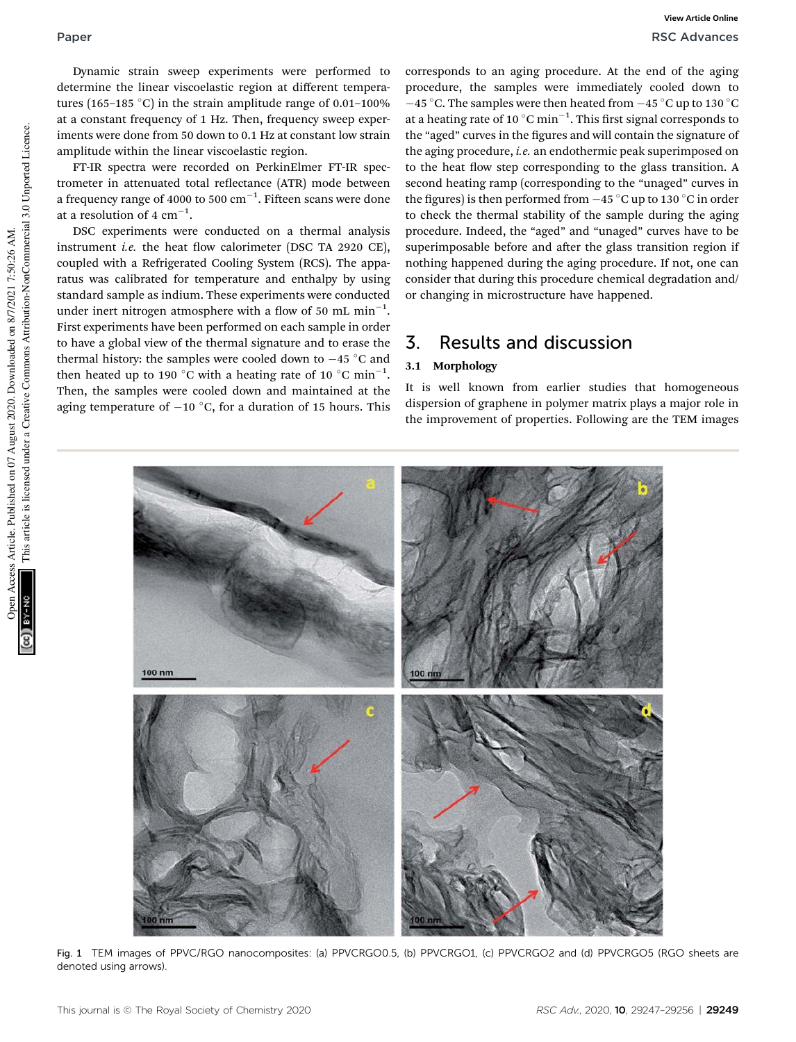Dynamic strain sweep experiments were performed to determine the linear viscoelastic region at different temperatures (165–185 °C) in the strain amplitude range of 0.01–100% at a constant frequency of 1 Hz. Then, frequency sweep experiments were done from 50 down to 0.1 Hz at constant low strain amplitude within the linear viscoelastic region.

FT-IR spectra were recorded on PerkinElmer FT-IR spectrometer in attenuated total reflectance (ATR) mode between a frequency range of 4000 to 500 $cm^{-1}$. Fifteen scans were done at a resolution of 4 $cm^{-1}$.

DSC experiments were conducted on a thermal analysis instrument *i.e.* the heat flow calorimeter (DSC TA 2920 CE), coupled with a Refrigerated Cooling System (RCS). The apparatus was calibrated for temperature and enthalpy by using standard sample as indium. These experiments were conducted under inert nitrogen atmosphere with a flow of 50 mL $min^{-1}$. First experiments have been performed on each sample in order to have a global view of the thermal signature and to erase the thermal history: the samples were cooled down to −45 °C and then heated up to 190 °C with a heating rate of 10 °C $min^{-1}$. Then, the samples were cooled down and maintained at the aging temperature of −10 °C, for a duration of 15 hours. This corresponds to an aging procedure. At the end of the aging procedure, the samples were immediately cooled down to −45 °C. The samples were then heated from −45 °C up to 130 °C at a heating rate of 10 °C $min^{-1}$. This first signal corresponds to the "aged" curves in the figures and will contain the signature of the aging procedure, *i.e.* an endothermic peak superimposed on to the heat flow step corresponding to the glass transition. A second heating ramp (corresponding to the "unaged" curves in the figures) is then performed from −45 °C up to 130 °C in order to check the thermal stability of the sample during the aging procedure. Indeed, the "aged" and "unaged" curves have to be superimposable before and after the glass transition region if nothing happened during the aging procedure. If not, one can consider that during this procedure chemical degradation and/or changing in microstructure have happened.

## 3. Results and discussion

### 3.1 Morphology

It is well known from earlier studies that homogeneous dispersion of graphene in polymer matrix plays a major role in the improvement of properties. Following are the TEM images

Fig. 1 TEM images of PPVC/RGO nanocomposites: (a) PPVCRGO0.5, (b) PPVCRGO1, (c) PPVCRGO2 and (d) PPVCRGO5 (RGO sheets are denoted using arrows).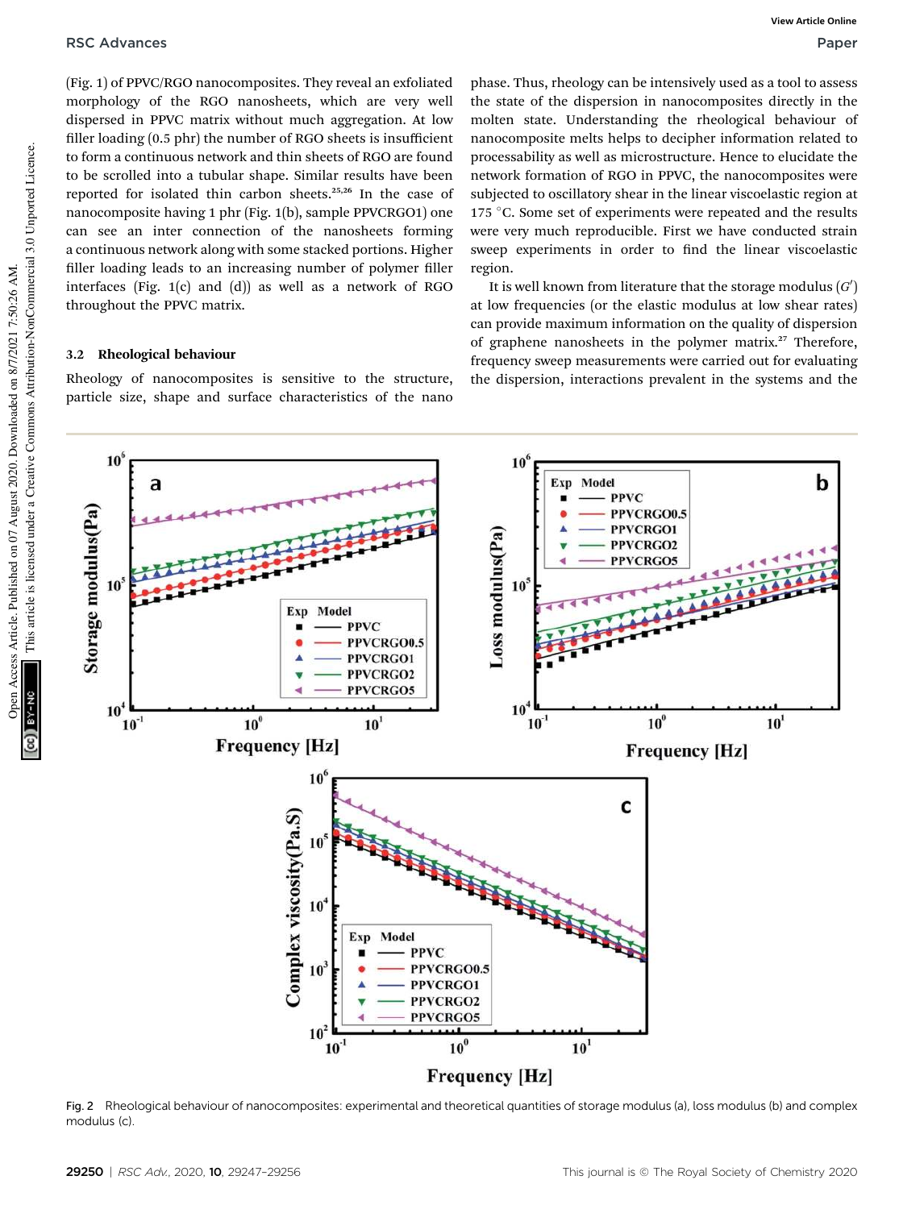(Fig. 1) of PPVC/RGO nanocomposites. They reveal an exfoliated morphology of the RGO nanosheets, which are very well dispersed in PPVC matrix without much aggregation. At low filler loading (0.5 phr) the number of RGO sheets is insufficient to form a continuous network and thin sheets of RGO are found to be scrolled into a tubular shape. Similar results have been reported for isolated thin carbon sheets.[25,26] In the case of nanocomposite having 1 phr (Fig. 1(b), sample PPVCRGO1) one can see an inter connection of the nanosheets forming a continuous network along with some stacked portions. Higher filler loading leads to an increasing number of polymer filler interfaces (Fig. 1(c) and (d)) as well as a network of RGO throughout the PPVC matrix.

### 3.2 Rheological behaviour

Rheology of nanocomposites is sensitive to the structure, particle size, shape and surface characteristics of the nano phase. Thus, rheology can be intensively used as a tool to assess the state of the dispersion in nanocomposites directly in the molten state. Understanding the rheological behaviour of nanocomposite melts helps to decipher information related to processability as well as microstructure. Hence to elucidate the network formation of RGO in PPVC, the nanocomposites were subjected to oscillatory shear in the linear viscoelastic region at 175 °C. Some set of experiments were repeated and the results were very much reproducible. First we have conducted strain sweep experiments in order to find the linear viscoelastic region.

It is well known from literature that the storage modulus ($G'$) at low frequencies (or the elastic modulus at low shear rates) can provide maximum information on the quality of dispersion of graphene nanosheets in the polymer matrix.[27] Therefore, frequency sweep measurements were carried out for evaluating the dispersion, interactions prevalent in the systems and the

Fig. 2 Rheological behaviour of nanocomposites: experimental and theoretical quantities of storage modulus (a), loss modulus (b) and complex modulus (c).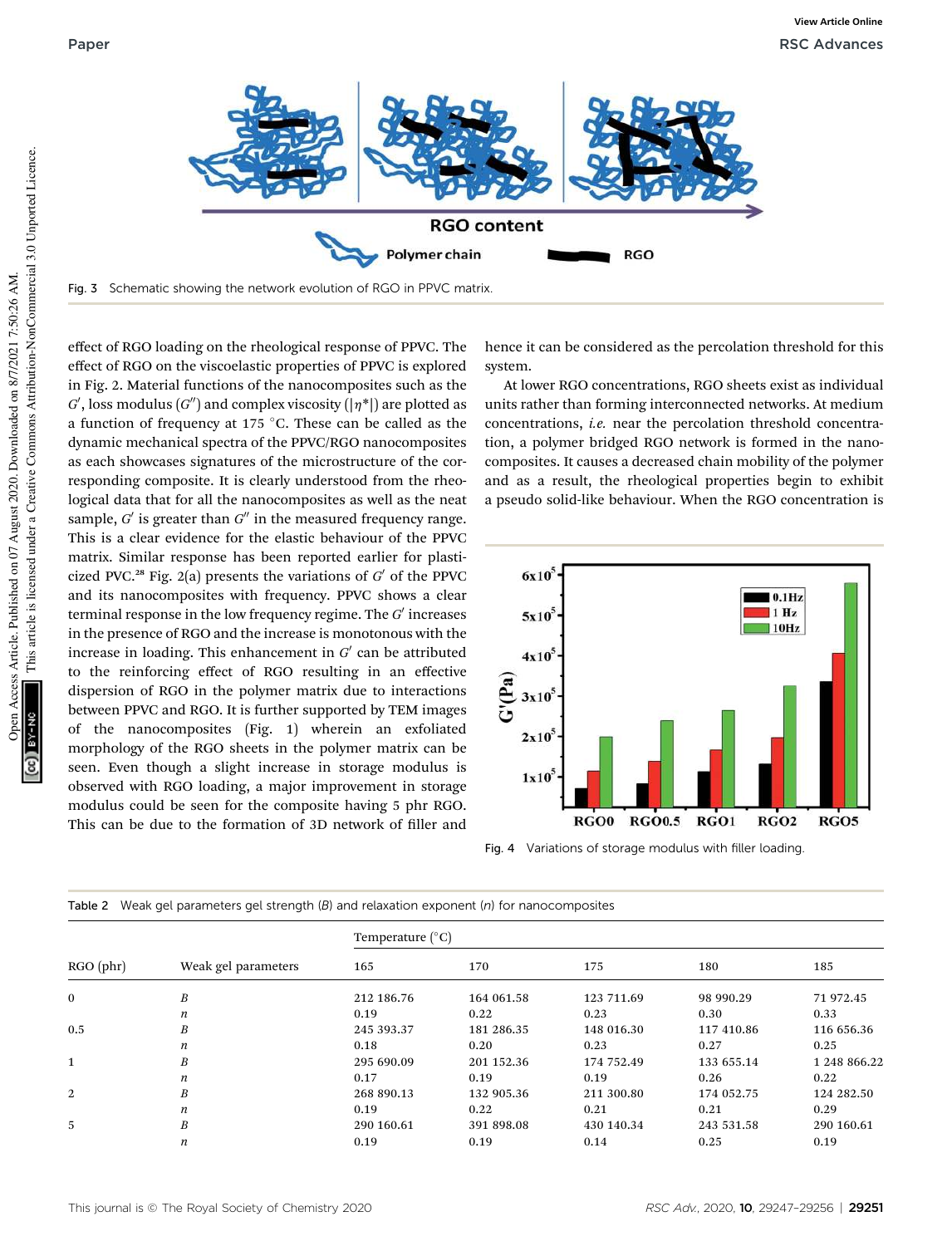Fig. 3 Schematic showing the network evolution of RGO in PPVC matrix.

effect of RGO loading on the rheological response of PPVC. The effect of RGO on the viscoelastic properties of PPVC is explored in Fig. 2. Material functions of the nanocomposites such as the $G'$, loss modulus ($G''$) and complex viscosity ($|\eta^*|$) are plotted as a function of frequency at 175 °C. These can be called as the dynamic mechanical spectra of the PPVC/RGO nanocomposites as each showcases signatures of the microstructure of the corresponding composite. It is clearly understood from the rheological data that for all the nanocomposites as well as the neat sample, $G'$ is greater than $G''$ in the measured frequency range. This is a clear evidence for the elastic behaviour of the PPVC matrix. Similar response has been reported earlier for plasticized PVC.[28] Fig. 2(a) presents the variations of $G'$ of the PPVC and its nanocomposites with frequency. PPVC shows a clear terminal response in the low frequency regime. The $G'$ increases in the presence of RGO and the increase is monotonous with the increase in loading. This enhancement in $G'$ can be attributed to the reinforcing effect of RGO resulting in an effective dispersion of RGO in the polymer matrix due to interactions between PPVC and RGO. It is further supported by TEM images of the nanocomposites (Fig. 1) wherein an exfoliated morphology of the RGO sheets in the polymer matrix can be seen. Even though a slight increase in storage modulus is observed with RGO loading, a major improvement in storage modulus could be seen for the composite having 5 phr RGO. This can be due to the formation of 3D network of filler and hence it can be considered as the percolation threshold for this system.

At lower RGO concentrations, RGO sheets exist as individual units rather than forming interconnected networks. At medium concentrations, *i.e.* near the percolation threshold concentration, a polymer bridged RGO network is formed in the nanocomposites. It causes a decreased chain mobility of the polymer and as a result, the rheological properties begin to exhibit a pseudo solid-like behaviour. When the RGO concentration is

Fig. 4 Variations of storage modulus with filler loading.

Table 2 Weak gel parameters gel strength (*B*) and relaxation exponent (*n*) for nanocomposites

| RGO (phr) | Weak gel parameters | Temperature (°C) 165 | 170 | 175 | 180 | 185 |
|---|---|---|---|---|---|---|
| 0 | *B* | 212 186.76 | 164 061.58 | 123 711.69 | 98 990.29 | 71 972.45 |
| | *n* | 0.19 | 0.22 | 0.23 | 0.30 | 0.33 |
| 0.5 | *B* | 245 393.37 | 181 286.35 | 148 016.30 | 117 410.86 | 116 656.36 |
| | *n* | 0.18 | 0.20 | 0.23 | 0.27 | 0.25 |
| 1 | *B* | 295 690.09 | 201 152.36 | 174 752.49 | 133 655.14 | 1 248 866.22 |
| | *n* | 0.17 | 0.19 | 0.19 | 0.26 | 0.22 |
| 2 | *B* | 268 890.13 | 132 905.36 | 211 300.80 | 174 052.75 | 124 282.50 |
| | *n* | 0.19 | 0.22 | 0.21 | 0.21 | 0.29 |
| 5 | *B* | 290 160.61 | 391 898.08 | 430 140.34 | 243 531.58 | 290 160.61 |
| | *n* | 0.19 | 0.19 | 0.14 | 0.25 | 0.19 |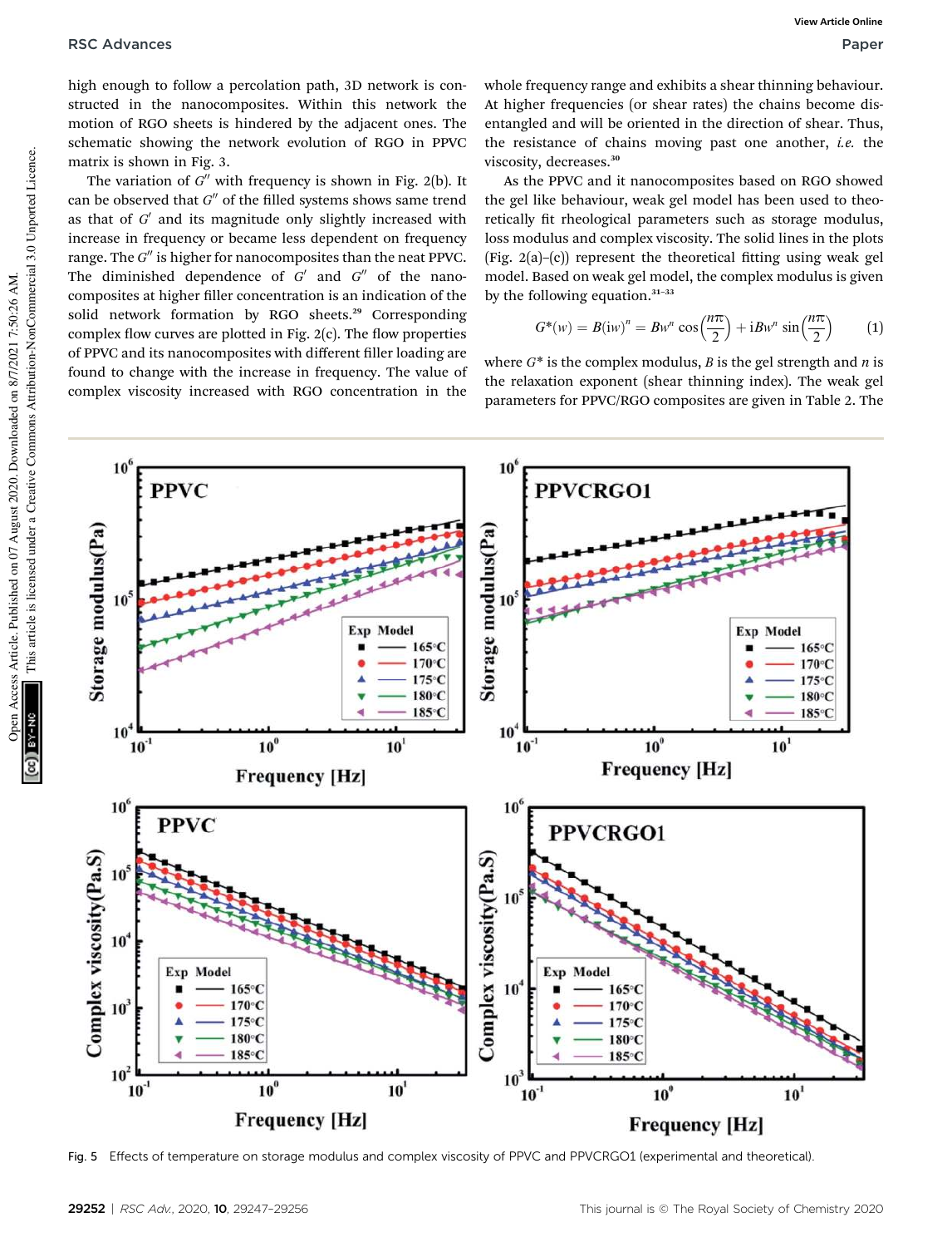high enough to follow a percolation path, 3D network is constructed in the nanocomposites. Within this network the motion of RGO sheets is hindered by the adjacent ones. The schematic showing the network evolution of RGO in PPVC matrix is shown in Fig. 3.

The variation of $G''$ with frequency is shown in Fig. 2(b). It can be observed that $G''$ of the filled systems shows same trend as that of $G'$ and its magnitude only slightly increased with increase in frequency or became less dependent on frequency range. The $G''$ is higher for nanocomposites than the neat PPVC. The diminished dependence of $G'$ and $G''$ of the nanocomposites at higher filler concentration is an indication of the solid network formation by RGO sheets.[29] Corresponding complex flow curves are plotted in Fig. 2(c). The flow properties of PPVC and its nanocomposites with different filler loading are found to change with the increase in frequency. The value of complex viscosity increased with RGO concentration in the whole frequency range and exhibits a shear thinning behaviour. At higher frequencies (or shear rates) the chains become disentangled and will be oriented in the direction of shear. Thus, the resistance of chains moving past one another, *i.e.* the viscosity, decreases.[30]

As the PPVC and it nanocomposites based on RGO showed the gel like behaviour, weak gel model has been used to theoretically fit rheological parameters such as storage modulus, loss modulus and complex viscosity. The solid lines in the plots (Fig. 2(a)–(c)) represent the theoretical fitting using weak gel model. Based on weak gel model, the complex modulus is given by the following equation.[31–33]

$$G^*(w) = B(\mathrm{i}w)^n = Bw^n \cos\left(\frac{n\pi}{2}\right) + \mathrm{i}Bw^n \sin\left(\frac{n\pi}{2}\right) \quad (1)$$

where $G^*$ is the complex modulus, $B$ is the gel strength and $n$ is the relaxation exponent (shear thinning index). The weak gel parameters for PPVC/RGO composites are given in Table 2. The

Fig. 5 Effects of temperature on storage modulus and complex viscosity of PPVC and PPVCRGO1 (experimental and theoretical).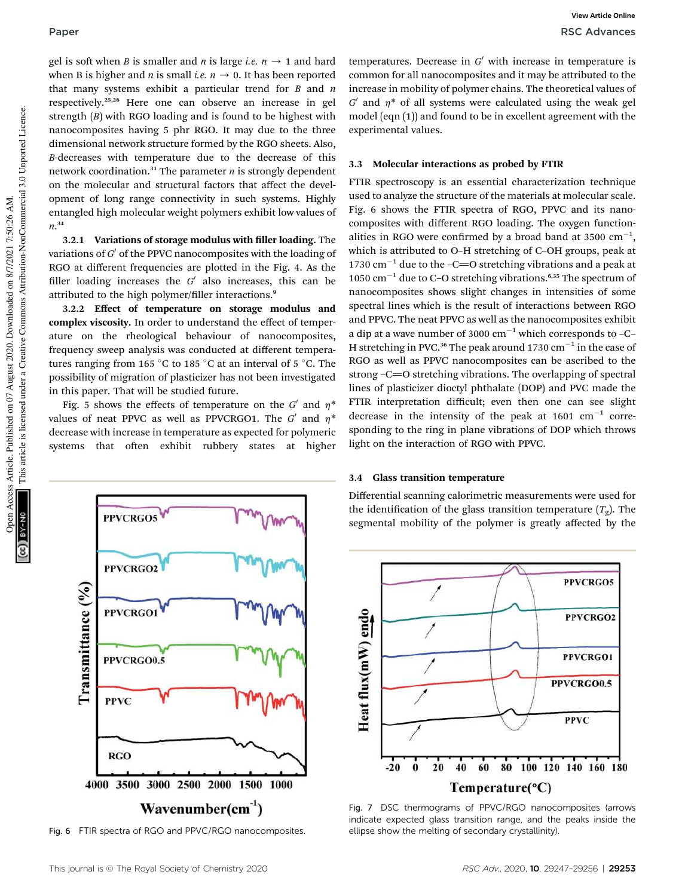gel is soft when $B$ is smaller and $n$ is large *i.e.* $n \rightarrow 1$ and hard when B is higher and $n$ is small *i.e.* $n \rightarrow 0$. It has been reported that many systems exhibit a particular trend for $B$ and $n$ respectively.[25,26] Here one can observe an increase in gel strength ($B$) with RGO loading and is found to be highest with nanocomposites having 5 phr RGO. It may due to the three dimensional network structure formed by the RGO sheets. Also, $B$-decreases with temperature due to the decrease of this network coordination.[31] The parameter $n$ is strongly dependent on the molecular and structural factors that affect the development of long range connectivity in such systems. Highly entangled high molecular weight polymers exhibit low values of $n$.[34]

**3.2.1 Variations of storage modulus with filler loading.** The variations of $G'$ of the PPVC nanocomposites with the loading of RGO at different frequencies are plotted in the Fig. 4. As the filler loading increases the $G'$ also increases, this can be attributed to the high polymer/filler interactions.[9]

**3.2.2 Effect of temperature on storage modulus and complex viscosity.** In order to understand the effect of temperature on the rheological behaviour of nanocomposites, frequency sweep analysis was conducted at different temperatures ranging from 165 °C to 185 °C at an interval of 5 °C. The possibility of migration of plasticizer has not been investigated in this paper. That will be studied future.

Fig. 5 shows the effects of temperature on the $G'$ and $\eta^*$ values of neat PPVC as well as PPVCRGO1. The $G'$ and $\eta^*$ decrease with increase in temperature as expected for polymeric systems that often exhibit rubbery states at higher temperatures. Decrease in $G'$ with increase in temperature is common for all nanocomposites and it may be attributed to the increase in mobility of polymer chains. The theoretical values of $G'$ and $\eta^*$ of all systems were calculated using the weak gel model (eqn (1)) and found to be in excellent agreement with the experimental values.

### 3.3 Molecular interactions as probed by FTIR

FTIR spectroscopy is an essential characterization technique used to analyze the structure of the materials at molecular scale. Fig. 6 shows the FTIR spectra of RGO, PPVC and its nanocomposites with different RGO loading. The oxygen functionalities in RGO were confirmed by a broad band at 3500 cm$^{-1}$, which is attributed to O–H stretching of C–OH groups, peak at 1730 cm$^{-1}$ due to the –C=O stretching vibrations and a peak at 1050 cm$^{-1}$ due to C–O stretching vibrations.[6,35] The spectrum of nanocomposites shows slight changes in intensities of some spectral lines which is the result of interactions between RGO and PPVC. The neat PPVC as well as the nanocomposites exhibit a dip at a wave number of 3000 cm$^{-1}$ which corresponds to –C–H stretching in PVC.[36] The peak around 1730 cm$^{-1}$ in the case of RGO as well as PPVC nanocomposites can be ascribed to the strong –C=O stretching vibrations. The overlapping of spectral lines of plasticizer dioctyl phthalate (DOP) and PVC made the FTIR interpretation difficult; even then one can see slight decrease in the intensity of the peak at 1601 cm$^{-1}$ corresponding to the ring in plane vibrations of DOP which throws light on the interaction of RGO with PPVC.

Fig. 6 FTIR spectra of RGO and PPVC/RGO nanocomposites.

### 3.4 Glass transition temperature

Differential scanning calorimetric measurements were used for the identification of the glass transition temperature ($T_g$). The segmental mobility of the polymer is greatly affected by the

Fig. 7 DSC thermograms of PPVC/RGO nanocomposites (arrows indicate expected glass transition range, and the peaks inside the ellipse show the melting of secondary crystallinity).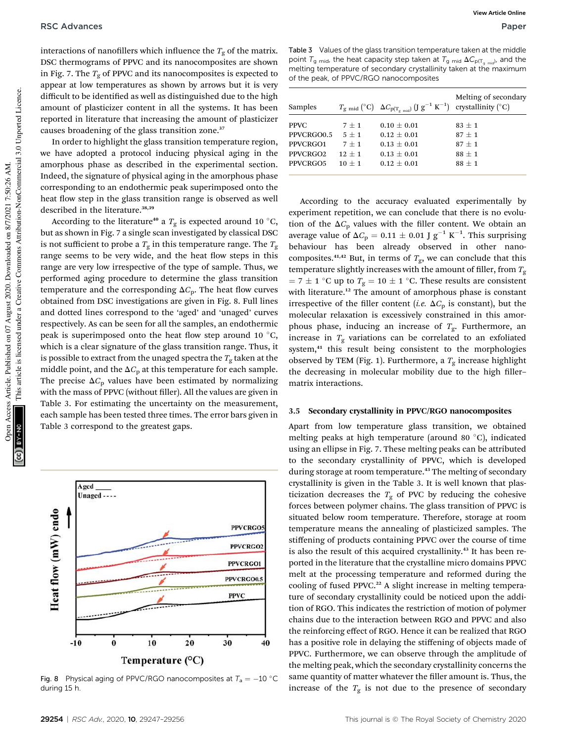interactions of nanofillers which influence the $T_g$ of the matrix. DSC thermograms of PPVC and its nanocomposites are shown in Fig. 7. The $T_g$ of PPVC and its nanocomposites is expected to appear at low temperatures as shown by arrows but it is very difficult to be identified as well as distinguished due to the high amount of plasticizer content in all the systems. It has been reported in literature that increasing the amount of plasticizer causes broadening of the glass transition zone.[37]

In order to highlight the glass transition temperature region, we have adopted a protocol inducing physical aging in the amorphous phase as described in the experimental section. Indeed, the signature of physical aging in the amorphous phase corresponding to an endothermic peak superimposed onto the heat flow step in the glass transition range is observed as well described in the literature.[38,39]

According to the literature[40] a $T_g$ is expected around 10 °C, but as shown in Fig. 7 a single scan investigated by classical DSC is not sufficient to probe a $T_g$ in this temperature range. The $T_g$ range seems to be very wide, and the heat flow steps in this range are very low irrespective of the type of sample. Thus, we performed aging procedure to determine the glass transition temperature and the corresponding $\Delta C_p$. The heat flow curves obtained from DSC investigations are given in Fig. 8. Full lines and dotted lines correspond to the 'aged' and 'unaged' curves respectively. As can be seen for all the samples, an endothermic peak is superimposed onto the heat flow step around 10 °C, which is a clear signature of the glass transition range. Thus, it is possible to extract from the unaged spectra the $T_g$ taken at the middle point, and the $\Delta C_p$ at this temperature for each sample. The precise $\Delta C_p$ values have been estimated by normalizing with the mass of PPVC (without filler). All the values are given in Table 3. For estimating the uncertainty on the measurement, each sample has been tested three times. The error bars given in Table 3 correspond to the greatest gaps.

Fig. 8 Physical aging of PPVC/RGO nanocomposites at $T_a = -10$ °C during 15 h.

Table 3 Values of the glass transition temperature taken at the middle point $T_{g\ mid}$, the heat capacity step taken at $T_{g\ mid}$ $\Delta C_{p(T_{g\ mid})}$, and the melting temperature of secondary crystallinity taken at the maximum of the peak, of PPVC/RGO nanocomposites

| Samples | $T_{g\ mid}$ (°C) | $\Delta C_{p(T_{g\ mid})}$ (J g$^{-1}$ K$^{-1}$) | Melting of secondary crystallinity (°C) |
|---|---|---|---|
| PPVC | 7 ± 1 | 0.10 ± 0.01 | 83 ± 1 |
| PPVCRGO0.5 | 5 ± 1 | 0.12 ± 0.01 | 87 ± 1 |
| PPVCRGO1 | 7 ± 1 | 0.13 ± 0.01 | 87 ± 1 |
| PPVCRGO2 | 12 ± 1 | 0.13 ± 0.01 | 88 ± 1 |
| PPVCRGO5 | 10 ± 1 | 0.12 ± 0.01 | 88 ± 1 |

According to the accuracy evaluated experimentally by experiment repetition, we can conclude that there is no evolution of the $\Delta C_p$ values with the filler content. We obtain an average value of $\Delta C_p = 0.11 \pm 0.01$ J g$^{-1}$ K$^{-1}$. This surprising behaviour has been already observed in other nanocomposites.[41,42] But, in terms of $T_g$, we can conclude that this temperature slightly increases with the amount of filler, from $T_g = 7 \pm 1$ °C up to $T_g = 10 \pm 1$ °C. These results are consistent with literature.[12] The amount of amorphous phase is constant irrespective of the filler content (*i.e.* $\Delta C_p$ is constant), but the molecular relaxation is excessively constrained in this amorphous phase, inducing an increase of $T_g$. Furthermore, an increase in $T_g$ variations can be correlated to an exfoliated system,[41] this result being consistent to the morphologies observed by TEM (Fig. 1). Furthermore, a $T_g$ increase highlight the decreasing in molecular mobility due to the high filler–matrix interactions.

### 3.5 Secondary crystallinity in PPVC/RGO nanocomposites

Apart from low temperature glass transition, we obtained melting peaks at high temperature (around 80 °C), indicated using an ellipse in Fig. 7. These melting peaks can be attributed to the secondary crystallinity of PPVC, which is developed during storage at room temperature.[43] The melting of secondary crystallinity is given in the Table 3. It is well known that plasticization decreases the $T_g$ of PVC by reducing the cohesive forces between polymer chains. The glass transition of PPVC is situated below room temperature. Therefore, storage at room temperature means the annealing of plasticized samples. The stiffening of products containing PPVC over the course of time is also the result of this acquired crystallinity.[43] It has been reported in the literature that the crystalline micro domains PPVC melt at the processing temperature and reformed during the cooling of fused PPVC.[22] A slight increase in melting temperature of secondary crystallinity could be noticed upon the addition of RGO. This indicates the restriction of motion of polymer chains due to the interaction between RGO and PPVC and also the reinforcing effect of RGO. Hence it can be realized that RGO has a positive role in delaying the stiffening of objects made of PPVC. Furthermore, we can observe through the amplitude of the melting peak, which the secondary crystallinity concerns the same quantity of matter whatever the filler amount is. Thus, the increase of the $T_g$ is not due to the presence of secondary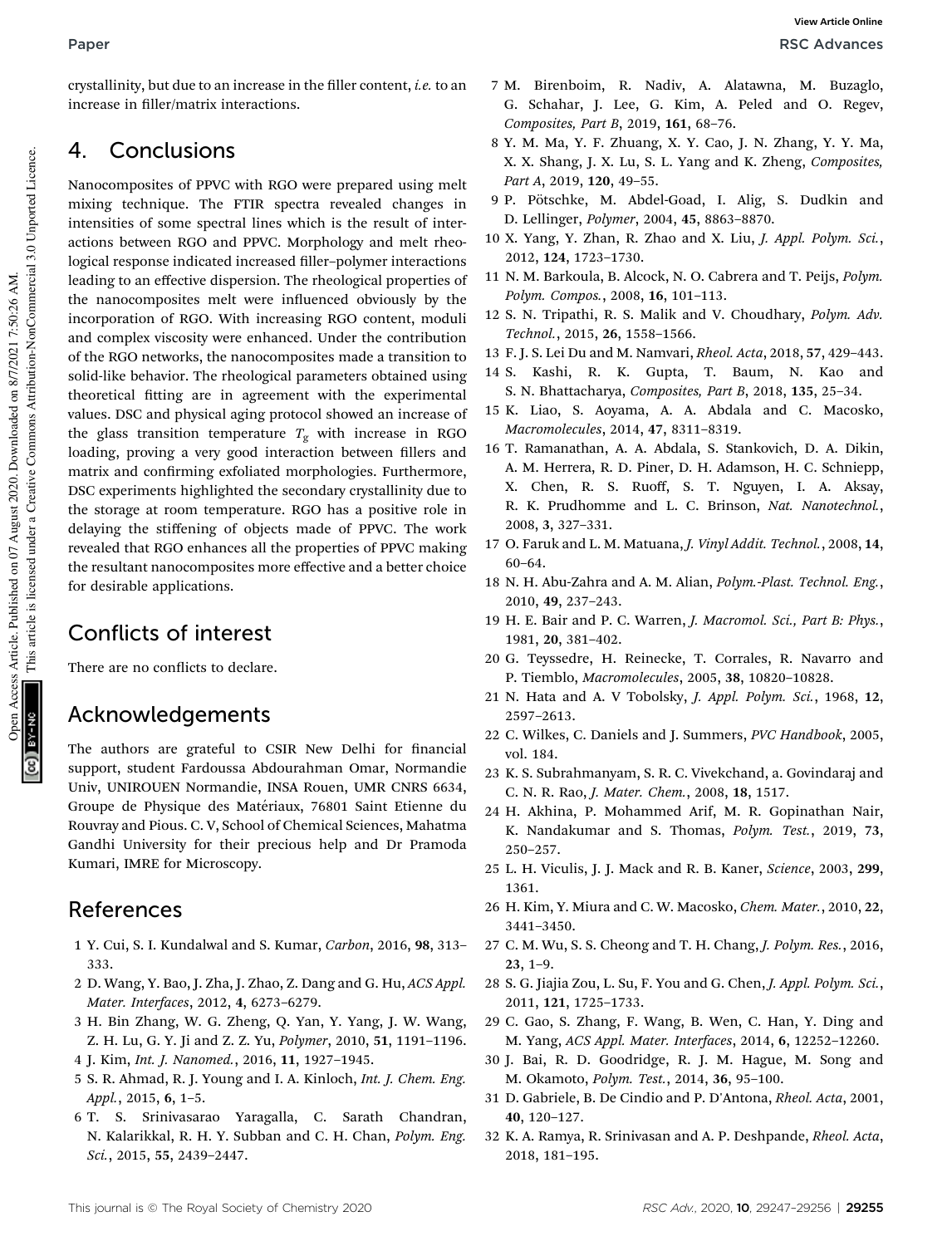crystallinity, but due to an increase in the filler content, *i.e.* to an increase in filler/matrix interactions.

## 4. Conclusions

Nanocomposites of PPVC with RGO were prepared using melt mixing technique. The FTIR spectra revealed changes in intensities of some spectral lines which is the result of interactions between RGO and PPVC. Morphology and melt rheological response indicated increased filler–polymer interactions leading to an effective dispersion. The rheological properties of the nanocomposites melt were influenced obviously by the incorporation of RGO. With increasing RGO content, moduli and complex viscosity were enhanced. Under the contribution of the RGO networks, the nanocomposites made a transition to solid-like behavior. The rheological parameters obtained using theoretical fitting are in agreement with the experimental values. DSC and physical aging protocol showed an increase of the glass transition temperature $T_g$ with increase in RGO loading, proving a very good interaction between fillers and matrix and confirming exfoliated morphologies. Furthermore, DSC experiments highlighted the secondary crystallinity due to the storage at room temperature. RGO has a positive role in delaying the stiffening of objects made of PPVC. The work revealed that RGO enhances all the properties of PPVC making the resultant nanocomposites more effective and a better choice for desirable applications.

## Conflicts of interest

There are no conflicts to declare.

## Acknowledgements

The authors are grateful to CSIR New Delhi for financial support, student Fardoussa Abdourahman Omar, Normandie Univ, UNIROUEN Normandie, INSA Rouen, UMR CNRS 6634, Groupe de Physique des Matériaux, 76801 Saint Etienne du Rouvray and Pious. C. V, School of Chemical Sciences, Mahatma Gandhi University for their precious help and Dr Pramoda Kumari, IMRE for Microscopy.

## References

1 Y. Cui, S. I. Kundalwal and S. Kumar, *Carbon*, 2016, **98**, 313–333.
2 D. Wang, Y. Bao, J. Zha, J. Zhao, Z. Dang and G. Hu, *ACS Appl. Mater. Interfaces*, 2012, **4**, 6273–6279.
3 H. Bin Zhang, W. G. Zheng, Q. Yan, Y. Yang, J. W. Wang, Z. H. Lu, G. Y. Ji and Z. Z. Yu, *Polymer*, 2010, **51**, 1191–1196.
4 J. Kim, *Int. J. Nanomed.*, 2016, **11**, 1927–1945.
5 S. R. Ahmad, R. J. Young and I. A. Kinloch, *Int. J. Chem. Eng. Appl.*, 2015, **6**, 1–5.
6 T. S. Srinivasarao Yaragalla, C. Sarath Chandran, N. Kalarikkal, R. H. Y. Subban and C. H. Chan, *Polym. Eng. Sci.*, 2015, **55**, 2439–2447.
7 M. Birenboim, R. Nadiv, A. Alatawna, M. Buzaglo, G. Schahar, J. Lee, G. Kim, A. Peled and O. Regev, *Composites, Part B*, 2019, **161**, 68–76.
8 Y. M. Ma, Y. F. Zhuang, X. Y. Cao, J. N. Zhang, Y. Y. Ma, X. X. Shang, J. X. Lu, S. L. Yang and K. Zheng, *Composites, Part A*, 2019, **120**, 49–55.
9 P. Pötschke, M. Abdel-Goad, I. Alig, S. Dudkin and D. Lellinger, *Polymer*, 2004, **45**, 8863–8870.
10 X. Yang, Y. Zhan, R. Zhao and X. Liu, *J. Appl. Polym. Sci.*, 2012, **124**, 1723–1730.
11 N. M. Barkoula, B. Alcock, N. O. Cabrera and T. Peijs, *Polym. Polym. Compos.*, 2008, **16**, 101–113.
12 S. N. Tripathi, R. S. Malik and V. Choudhary, *Polym. Adv. Technol.*, 2015, **26**, 1558–1566.
13 F. J. S. Lei Du and M. Namvari, *Rheol. Acta*, 2018, **57**, 429–443.
14 S. Kashi, R. K. Gupta, T. Baum, N. Kao and S. N. Bhattacharya, *Composites, Part B*, 2018, **135**, 25–34.
15 K. Liao, S. Aoyama, A. A. Abdala and C. Macosko, *Macromolecules*, 2014, **47**, 8311–8319.
16 T. Ramanathan, A. A. Abdala, S. Stankovich, D. A. Dikin, A. M. Herrera, R. D. Piner, D. H. Adamson, H. C. Schniepp, X. Chen, R. S. Ruoff, S. T. Nguyen, I. A. Aksay, R. K. Prudhomme and L. C. Brinson, *Nat. Nanotechnol.*, 2008, **3**, 327–331.
17 O. Faruk and L. M. Matuana, *J. Vinyl Addit. Technol.*, 2008, **14**, 60–64.
18 N. H. Abu-Zahra and A. M. Alian, *Polym.-Plast. Technol. Eng.*, 2010, **49**, 237–243.
19 H. E. Bair and P. C. Warren, *J. Macromol. Sci., Part B: Phys.*, 1981, **20**, 381–402.
20 G. Teyssedre, H. Reinecke, T. Corrales, R. Navarro and P. Tiemblo, *Macromolecules*, 2005, **38**, 10820–10828.
21 N. Hata and A. V Tobolsky, *J. Appl. Polym. Sci.*, 1968, **12**, 2597–2613.
22 C. Wilkes, C. Daniels and J. Summers, *PVC Handbook*, 2005, vol. 184.
23 K. S. Subrahmanyam, S. R. C. Vivekchand, a. Govindaraj and C. N. R. Rao, *J. Mater. Chem.*, 2008, **18**, 1517.
24 H. Akhina, P. Mohammed Arif, M. R. Gopinathan Nair, K. Nandakumar and S. Thomas, *Polym. Test.*, 2019, **73**, 250–257.
25 L. H. Viculis, J. J. Mack and R. B. Kaner, *Science*, 2003, **299**, 1361.
26 H. Kim, Y. Miura and C. W. Macosko, *Chem. Mater.*, 2010, **22**, 3441–3450.
27 C. M. Wu, S. S. Cheong and T. H. Chang, *J. Polym. Res.*, 2016, **23**, 1–9.
28 S. G. Jiajia Zou, L. Su, F. You and G. Chen, *J. Appl. Polym. Sci.*, 2011, **121**, 1725–1733.
29 C. Gao, S. Zhang, F. Wang, B. Wen, C. Han, Y. Ding and M. Yang, *ACS Appl. Mater. Interfaces*, 2014, **6**, 12252–12260.
30 J. Bai, R. D. Goodridge, R. J. M. Hague, M. Song and M. Okamoto, *Polym. Test.*, 2014, **36**, 95–100.
31 D. Gabriele, B. De Cindio and P. D'Antona, *Rheol. Acta*, 2001, **40**, 120–127.
32 K. A. Ramya, R. Srinivasan and A. P. Deshpande, *Rheol. Acta*, 2018, 181–195.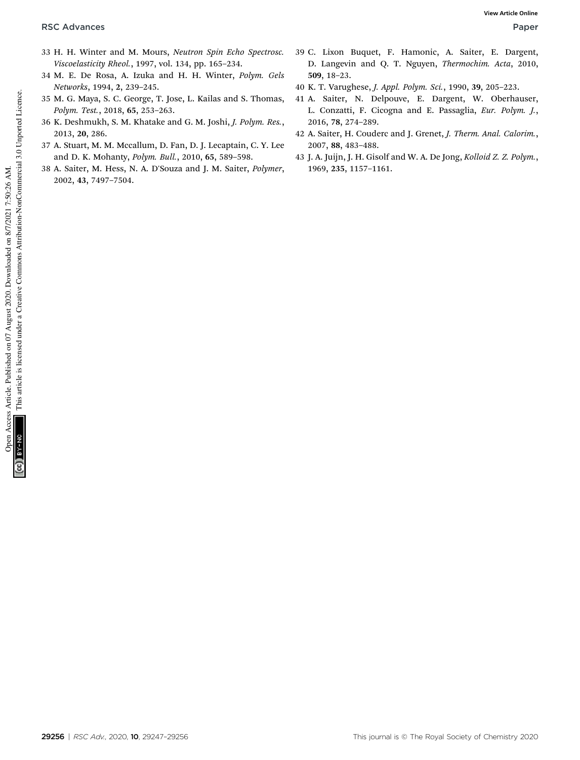33 H. H. Winter and M. Mours, *Neutron Spin Echo Spectrosc. Viscoelasticity Rheol.*, 1997, vol. 134, pp. 165–234.

34 M. E. De Rosa, A. Izuka and H. H. Winter, *Polym. Gels Networks*, 1994, **2**, 239–245.

35 M. G. Maya, S. C. George, T. Jose, L. Kailas and S. Thomas, *Polym. Test.*, 2018, **65**, 253–263.

36 K. Deshmukh, S. M. Khatake and G. M. Joshi, *J. Polym. Res.*, 2013, **20**, 286.

37 A. Stuart, M. M. Mccallum, D. Fan, D. J. Lecaptain, C. Y. Lee and D. K. Mohanty, *Polym. Bull.*, 2010, **65**, 589–598.

38 A. Saiter, M. Hess, N. A. D'Souza and J. M. Saiter, *Polymer*, 2002, **43**, 7497–7504.

39 C. Lixon Buquet, F. Hamonic, A. Saiter, E. Dargent, D. Langevin and Q. T. Nguyen, *Thermochim. Acta*, 2010, **509**, 18–23.

40 K. T. Varughese, *J. Appl. Polym. Sci.*, 1990, **39**, 205–223.

41 A. Saiter, N. Delpouve, E. Dargent, W. Oberhauser, L. Conzatti, F. Cicogna and E. Passaglia, *Eur. Polym. J.*, 2016, **78**, 274–289.

42 A. Saiter, H. Couderc and J. Grenet, *J. Therm. Anal. Calorim.*, 2007, **88**, 483–488.

43 J. A. Juijn, J. H. Gisolf and W. A. De Jong, *Kolloid Z. Z. Polym.*, 1969, **235**, 1157–1161.